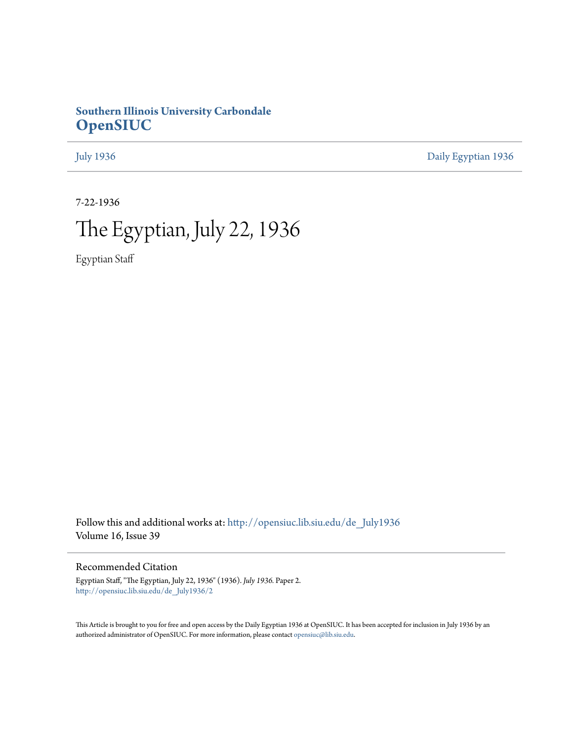# Southern Illinois University Carbondale
# OpenSIUC

July 1936 | Daily Egyptian 1936

7-22-1936

# The Egyptian, July 22, 1936

Egyptian Staff

Follow this and additional works at: http://opensiuc.lib.siu.edu/de_July1936
Volume 16, Issue 39

## Recommended Citation

Egyptian Staff, "The Egyptian, July 22, 1936" (1936). *July 1936.* Paper 2.
http://opensiuc.lib.siu.edu/de_July1936/2

This Article is brought to you for free and open access by the Daily Egyptian 1936 at OpenSIUC. It has been accepted for inclusion in July 1936 by an authorized administrator of OpenSIUC. For more information, please contact opensiuc@lib.siu.edu.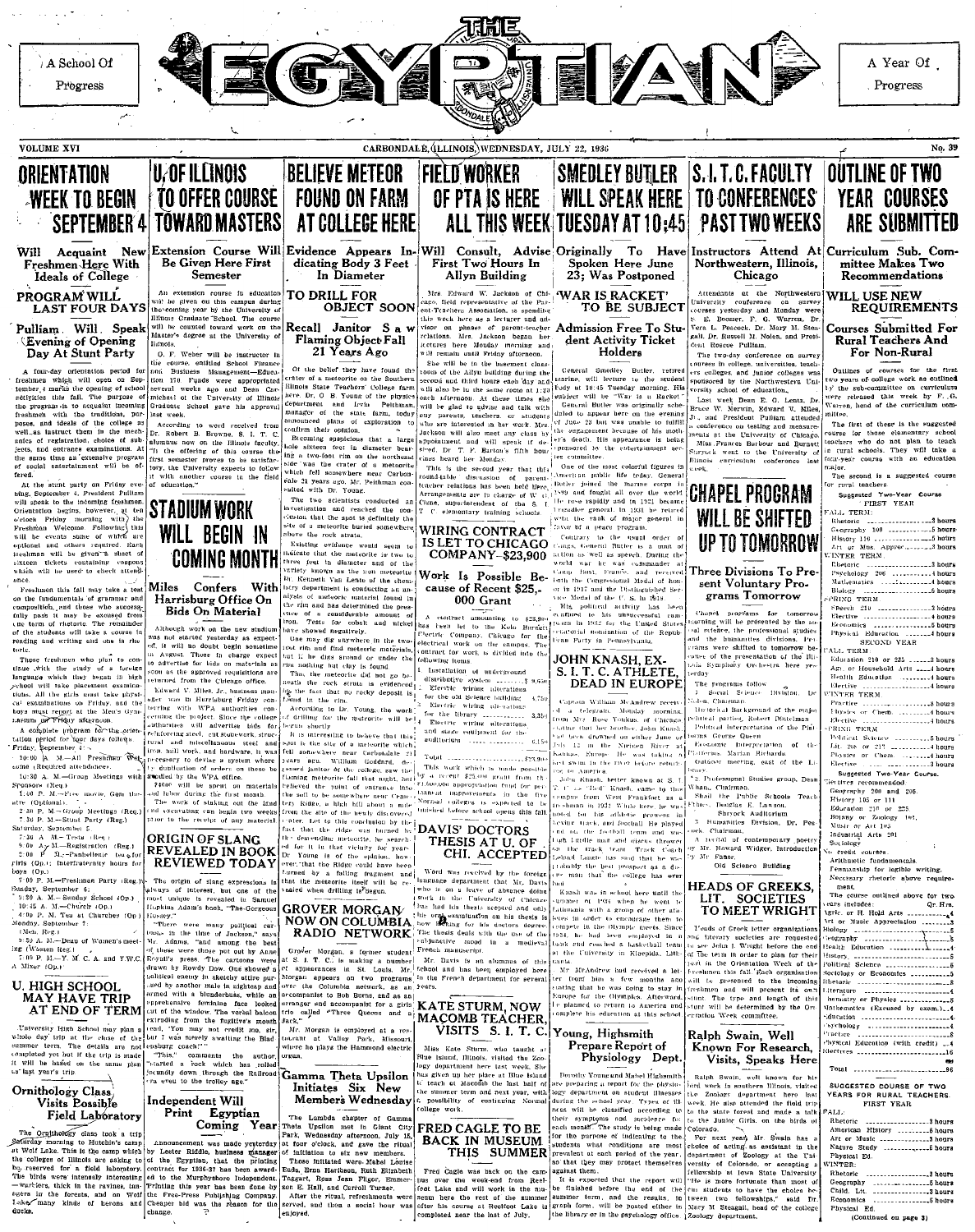A School Of Progress

# THE EGYPTIAN

A Year Of Progress

VOLUME XVI — CARBONDALE, (ILLINOIS), WEDNESDAY, JULY 22, 1936 — No. 39

# ORIENTATION WEEK TO BEGIN SEPTEMBER 4

## Will Acquaint New Freshmen Here With Ideals of College

### PROGRAM WILL LAST FOUR DAYS

### Pulliam Will Speak Evening of Opening Day At Stunt Party

A four-day orientation period for freshmen which will open on September 4 marks the opening of school activities this fall. The purpose of the program is to acquaint incoming freshmen with the traditions, purposes, and ideals of the college as well as instruct them in the mechanics of registration, choice of subjects, and entrance examinations. At the same time an extensive program of social entertainment will be offered.

At the stunt party on Friday evening, September 4, President Pulliam will speak to the incoming freshmen. Orientation begins, however, at ten o'clock Friday morning with the Freshman Welcome. Following this will be events some of which are optional and others required. Each freshman will be given a sheet of sixteen tickets containing coupons which will be used to check attendance.

Freshmen this fall may take a test on the fundamentals of grammar and composition, and those who successfully pass it may be excused from the term of rhetoric. The remainder of the students will take a course in reading and writing and one in rhetoric.

Those freshmen who plan to continue with the study of a foreign language which they began in high school will take placement examinations. All the girls must take physical examinations on Friday, and the boys must report at the Men's Gymnasium on Friday afternoon.

A complete program for the orientation period for four days follows.

Friday, September 4—

10:00 A. M.—Freshman Welcome (Required attendance).

10:30 A. M.—Group Meetings with Sponsors (Req.)

1:00 P. M.—Free movie, Gem theatre (Optional).

2:30 P. M.—Group Meetings (Req.)

7:30 P. M.—Stunt Party (Reg.)

Saturday, September 5—

7:30 A. M.—Tests (Req.)

9:00 A. M.—Registration (Reg.)

2:00 P. M.—Panhellenic tea for girls (Op.); Interfraternity hours for boys (Op.)

7:00 P. M.—Freshman Party (Reg.)

Sunday, September 6—

9:30 A. M.—Sunday School (Op.)

10:45 A. M.—Church (Op.)

4:00 P. M. Tea at Churches (Op.)

Monday, September 7—

(Men, Reg.)

9:30 A. M.—Dean of Women's meeting (Women Reg.)

7:00 P. M.—Y. M. C. A. and Y.W.C. A. Mixer (Op.)

# U. HIGH SCHOOL MAY HAVE TRIP AT END OF TERM

University High School may plan a whole day trip at the close of the summer term. The details are not completed yet but if the trip is made it will be based on the same plan as last year's trip.

# Ornithology Class Visits Possible Field Laboratory

The Ornithology class took a trip Saturday morning to Hutchin's camp at Wolf Lake. This is the camp which the college of Illinois are asking to be reserved for a field laboratory. The birds were intensely interesting —warblers, thick in the ravines, tanagers in the forests, and on Wolf Lake many kinds of herons and ducks.

# U. OF ILLINOIS TO OFFER COURSE TOWARD MASTERS

## Extension Course Will Be Given Here First Semester

An extension course in education will be given on this campus during the coming year by the University of Illinois Graduate School. The course will be counted toward work on the Master's degree at the University of Illinois.

O. F. Weber will be instructor in the course, entitled School Finance and Business Management—Education 170. Funds were appropriated several weeks ago and Dean Carmichael of the University of Illinois Graduate School gave his approval last week.

According to word received from Dr. Robert B. Browne, S. I. T. C. alumnus now on the Illinois faculty, "If the offering of this course the first semester proves to be satisfactory, the University expects to follow it with another course in the field of education."

# STADIUM WORK WILL BEGIN IN COMING MONTH

## Miles Confers With Harrisburg Office On Bids On Material

Although work on the new stadium was not started yesterday as expected, it will no doubt begin sometime in August. Those in charge expect to advertise for bids on materials as soon as the approved requisitions are returned from the Chicago office.

Edward V. Miles, Jr., business manager, was in Harrisburg Friday conferring with WPA authorities concerning the project. Since the college authorities will advertise bids for reinforcing steel, cut stonework, structural and miscellaneous steel and iron, mill work, and hardware, it was necessary to devise a system where no duplication of orders on these be handled by the WPA office.

$4000 will be spent on materials and labor during the first month.

The work of staking out the land and excavating can begin two weeks prior to the receipt of any material.

# ORIGIN OF SLANG REVEALED IN BOOK REVIEWED TODAY

The origin of slang expressions is always of interest, but one of the most unique is revealed in Samuel Hopkins Adams's book, "The Gorgeous Hussey."

"There were many political cartoons in the time of Jackson," says Mr. Adams, "and among the best of those were those put out by Anne Royall's press. The cartoons were drawn by Rowdy Dow. One showed a political enemy in sketchy attire pursued by another male in nightcap and armed with a blunderbuss, while an apprehensive feminine face looked out of the window. The verbal balloon extruding from the fugitive's mouth read, 'You may not credit me, sir, but I was merely waiting the Bladensburg coach!'"

"This," comments the author, "started a rock which has rolled profoundly down through the Railroad era even to the trolley age."

# Independent Will Print Egyptian Coming Year

Announcement was made yesterday by Lester Riddle, business manager of the Egyptian, that the printing contract for 1936-37 has been awarded to the Murphysboro Independent. Printing this year has been done by the Free-Press Publishing Company. Cheaper bid was the reason for the change.

# BELIEVE METEOR FOUND ON FARM AT COLLEGE HERE

## Evidence Appears Indicating Body 3 Feet In Diameter

### TO DRILL FOR OBJECT SOON

### Recall Janitor Saw Flaming Object Fall 21 Years Ago

Of the belief they have found the crater of a meteorite on the Southern Illinois State Teachers' College farm here, Dr. O. B. Young of the physics department and Irvin Peithman, manager of the state farm, today announced plans of exploration to confirm their opinion.

Becoming suspicious that a large hole sixteen feet in diameter having a two-foot rim on the northeast side was the crater of a meteorite which fell somewhere near Carbondale 21 years ago, Mr. Peithman consulted with Dr. Young.

The two scientists conducted an investigation and reached the conclusion that the spot is definitely the site of a meteorite buried somewhere above the rock strata.

Existing evidence would seem to indicate that the meteorite is two to three feet in diameter and of the variety known as the iron meteorite. Dr. Kenneth Van Lente of the chemistry department is conducting an analysis of meteoric material found in the rim and has determined the presence of a considerable amount of iron. Tests for cobalt and nickel have showed negatively.

One may dig anywhere in the two-foot rim and find meteoric materials, but if he digs around or under the rim nothing but clay is found.

That the meteorite did not go beneath the rock strata is evidenced by the fact that no rocky deposit is found in the rim.

According to Dr. Young, the work of drilling for the meteorite will be begun shortly.

It is interesting to believe that this spot is the site of a meteorite which fell somewhere near Carbondale 21 years ago. William Goddard, deceased janitor of the college, saw the flaming meteorite fall that night. Detailed ... the point of entrance into the soil to be somewhere near Center ... Ridge, a high hill about a mile from the site of the newly discovered crater. Led to this conclusion by the fact that the ridge was burned by the descending meteorite, he searched for it in that vicinity for years. Dr. Young is of the opinion, however, that the Ridge could have been burned by a falling fragment and that the meteorite itself will be revealed when drilling is begun.

# GROVER MORGAN NOW ON COLUMBIA RADIO NETWORK

Grover Morgan, a former student at S. I. T. C., is making a number of appearances in St. Louis. Mr. Morgan appears on two programs over the Columbia network, as an accompanist to Bob Burns, and as an arranger and accompanist for a girls trio called "Three Queens and a Jack."

Mr. Morgan is employed at a restaurant at Valley Park, Missouri, where he plays the Hammond electric organ.

# Gamma Theta Upsilon Initiates Six New Members Wednesday

The Lambda chapter of Gamma Theta Upsilon met in Giant City Park Wednesday afternoon, July 15, at four o'clock, and gave the ritual of initiation to six new members.

Those initiated were: Mabel Louise Eubs, Erna Harrison, Ruth Elizabeth Taggart, Rosa Jean Filgor, Emmerson E. Hall, and Carroll Turner.

After the ritual, refreshments were served, and then a social hour was enjoyed.

# FIELD WORKER OF PTA IS HERE ALL THIS WEEK

## Will Consult, Advise First Two Hours In Allyn Building

Mrs. Edward W. Jackson of Chicago, field representative of the Parent-Teachers Association, is spending this week here as a lecturer and advisor on phases of parent-teacher relations. Mrs. Jackson began her lectures here Monday morning and will remain until Friday afternoon.

She will be in the basement classroom of the Allyn building during the second and third hours each day and will also be in the same room at 1:30 each afternoon. At these times she will be glad to advise and talk with any parents, teachers, or students who are interested in her work. Mrs. Jackson will also meet any class by appointment and will speak if desired. Dr. T. F. Barton's fifth hour class heard her Monday.

This is the second year that this roundtable discussion of parent-teacher relations has been held here. Arrangements are in charge of W. G. Cisne, superintendent of the S. I. T. C. elementary training schools.

# WIRING CONTRACT IS LET TO CHICAGO COMPANY—$23,900

## Work Is Possible Because of Recent $25,000 Grant

A contract amounting to $23,900 has been let to the Kolo Burnett Electric Company, Chicago for the electrical work on the campus. The contract for work is divided into the following items:

1. Installation of underground distributive system ........ $ 9,650
2. Electric wiring alterations for the old Science building ........ 4,750
3. Electric wiring alterations for the library ........ 3,350
4. Electric wiring alterations and stage equipment for the auditorium ........ 6,150

Total ........ $23,900

This work which is made possible by a recent $25,000 grant from the Illinois appropriation fund for permanent improvements in the five Normal colleges is expected to be finished before school opens this fall.

# DAVIS' DOCTORS THESIS AT U. OF CHI. ACCEPTED

Word was received by the foreign language department that Mr. Davis who is on a leave of absence doing work in the University of Chicago has had his thesis accepted and only his oral examination on his thesis is now lacking for his doctors degree. The thesis deals with the use of the subjunctive mood in a medieval French manuscript.

Mr. Davis is an alumnus of this school and has been employed here in the French department for several years.

# KATE STURM, NOW MACOMB TEACHER, VISITS S. I. T. C.

Miss Kate Sturm, who taught at Blue Island, Illinois, visited the Zoology department here last week. She has given up her place at Blue Island to teach at Macomb the last half of the summer term and next year, with a possibility of continuing Normal college work.

# FRED CAGLE TO BE BACK IN MUSEUM THIS SUMMER

Fred Cagle was back on the campus over the week-end from Reelfoot Lake and will work in the museum here the rest of the summer after his course at Reelfoot Lake is completed near the last of July.

# SMEDLEY BUTLER WILL SPEAK HERE TUESDAY AT 10:45

## Originally To Have Spoken Here June 23; Was Postponed

### 'WAR IS RACKET' TO BE SUBJECT

### Admission Free To Student Activity Ticket Holders

General Smedley Butler, retired marine, will lecture to the student body at 10:45 Tuesday morning. His subject will be "War is a Racket."

General Butler was originally scheduled to appear here on the evening of June 23 but was unable to fulfill the engagement because of his mother's death. His appearance is being sponsored by the entertainment series committee.

One of the most colorful figures in American public life today, General Butler joined the marine corps in 1898 and fought all over the world. He rose rapidly and in 1921 became brigadier general. In 1931 he retired with the rank of major general in the marine corps.

Contrary to the usual order of things, General Butler is a man of action as well as speech. During the world war he was commander at Camp Pontanezen, France, and received both the Congressional Medal of Honor in 1917 and the Distinguished Service Medal of the U. S. in 1919.

His political activity has been confined to his unsuccessful campaign in 1932 for the United States senatorial nomination of the Republican Party in Pennsylvania.

# JOHN KNASH, EX-S. I. T. C. ATHLETE, DEAD IN EUROPE

Captain William McAndrew received a telegram Monday morning from Mrs. Rose Yonkus, of Chicago, stating that her brother, John Knash, had been drowned on either June or July 12 in the Niemen River in Kaunas, Europe. He was taking a bath swim in the river before returning to America.

John Knash, better known as S. I. T. C.'s "Red" Knash, came to this campus from West Frankfort as a freshman in 1932. While here he was noted for his athletic prowess in hockey, track, and football. He played end on the football team and was high hurdle man and discus thrower on the track team. Track Coach Leland Lingle has said that he was probably the best prospect as a discus man that the college has ever had.

Knash was in school here until the summer of 1934 when he went to Lithuania with a group of other athletes in order to encourage them to compete in the Olympic meets. Since 1934, he had been employed in a bank and coached a basketball team at the University in Klaipeda, Lithuania.

Mr. McAndrew had received a letter from him a few months ago stating that he was going to stay in Europe for the Olympics. Afterward he planned to return to America and complete his education at this school.

# Young, Highsmith Prepare Report of Physiology Dept.

Dorothy Young and Mabel Highsmith are preparing a report for the physiology department on student illnesses during the school year. Types of illness will be classified according to their symptoms and incidence for each month. The study is being made for the purpose of indicating to the students what conditions are most prevalent at each period of the year, so that they may protect themselves against them.

It is expected that the report will be finished before the end of the summer term, and the results, in graph form, will be posted either in the library or in the psychology office.

# S. I. T. C. FACULTY TO CONFERENCES PAST TWO WEEKS

## Instructors Attend At Northwestern, Illinois, Chicago

Attendants at the Northwestern University conference on survey courses yesterday and Monday were S. E. Boomer, F. G. Warren, Dr. Vera L. Peacock, Dr. Mary M. Steagall, Dr. Russell M. Nolen, and President Roscoe Pulliam.

The two-day conference on survey courses in college, universities, teachers colleges, and junior colleges was sponsored by the Northwestern University school of education.

Last week Dean E. G. Lentz, Dr. Bruce W. Merwin, Edward V. Miles, Jr., and President Pulliam attended a conference on testing and measurements at the University of Chicago.

Miss Frances Barbour and Burnett Shryock went to the University of Illinois curriculum conference last week.

# CHAPEL PROGRAM WILL BE SHIFTED UP TO TOMORROW

## Three Divisions To Present Voluntary Programs Tomorrow

Chapel programs for tomorrow morning will be presented by the social sciences, the professional studies and the humanities divisions. Programs were shifted to tomorrow because of the presentation of the Illinois Symphony Orchestra here yesterday.

The programs follow:

1. Social Science Division, Dr. Nolen, Chairman.
   Historical Background of the major political parties, Robert Dintelman.
   Political Interpretation of the Platforms, George Queen.
   Economic Interpretation of the Platforms, Marian Richards.
   Outdoor meeting, east of the Library.
2. Professional Studies group, Dean Wham, Chairman.
   Shall the Public Schools Teach Ethics, Douglas E. Lawson.
   Shryock Auditorium
3. Humanities Division, Dr. Peacock, Chairman.
   A recital of contemporary poetry by Mr. Howard Widger. Introduction by Mr. Faner.
   Old Science Building

# HEADS OF GREEKS, LIT. SOCIETIES TO MEET WRIGHT

Heads of Greek letter organizations and literary societies are requested to see John I. Wright before the end of the term in order to plan for their part in the Orientation Week of the Freshmen this fall. Each organization will be presented to the incoming freshmen and will present its own stunt. The type and length of this stunt will be determined by the Orientation Week committee.

# Ralph Swain, Well Known For Research, Visits, Speaks Here

Ralph Swain, well known for his bird work in southern Illinois, visited the Zoology department here last week. He also attended the field trip to the state forest and made a talk to the Junior Girls, on the birds of Colorado.

For next year, Mr. Swain has a choice of acting as assistant in the department of Zoology at the University of Colorado, or accepting a fellowship at Iowa State University. "He is more fortunate than most of our students to have the choice between two fellowships," said Dr. Mary M. Steagall, head of the college Zoology department.

# OUTLINE OF TWO YEAR COURSES ARE SUBMITTED

## Curriculum Sub. Committee Makes Two Recommendations

### WILL USE NEW REQUIREMENTS

### Courses Submitted For Rural Teachers And For Non-Rural

Outlines of courses for the first two years of college work as outlined by the subcommittee on curriculum were released this week by F. G. Warren, head of the curriculum committee.

The first of these is the suggested course for those elementary school teachers who do not plan to teach in rural schools. They will take a four-year course with an education major.

The second is a suggested course for rural teachers.

**Suggested Two-Year Course**

FIRST YEAR

FALL TERM:
- Rhetoric ........ 3 hours
- Geography 100 ........ 5 hours
- History 110 ........ 4 hours
- Art or Mus. Apprec. ........ 3 hours

WINTER TERM:
- Rhetoric ........ 3 hours
- Psychology 206 ........ 4 hours
- Mathematics ........ 4 hours
- Biology ........ 5 hours

SPRING TERM:
- Speech 210 ........ 4 hours
- Elective ........ 4 hours
- Economics ........ 4 hours
- Physical Education ........ 4 hours

SECOND YEAR

FALL TERM:
- Education 210 or 225 ........ 3 hours
- Agr. or Household Arts ........ 4 hours
- Health Education ........ 4 hours
- Elective ........ 4 hours

WINTER TERM:
- Practice ........ 4 hours
- Physics or Chem. ........ 4 hours
- Elective ........ 4 hours

SPRING TERM:
- Political Science ........ 5 hours
- Lit. 205 or 211 ........ 4 hours
- Physics or Chem. ........ 4 hours
- Elective ........ 4 hours

**Suggested Two-Year Course.**

Electives recommended:
- Geography 200 and 205
- History 105 or 111
- Education 210 or 225
- Botany or Zoology 1st.
- Music or Art 1st
- Industrial Arts 201
- Sociology

No credit courses:
- Arithmetic fundamentals.
- Penmanship for legible writing.
- Necessary rhetoric above requirement.

The course outlined above for two years includes: Qr. Hrs.

| Subject | Qr. Hrs. |
|---|---|
| Agric. or H. Hold Arts | 4 |
| Art or Music Appreciation | 3 |
| Biology | 5 |
| Geography | 5 |
| Health Education | 4 |
| History | 4 |
| Political Science | 5 |
| Sociology or Economics | 5 |
| Rhetoric | 6 |
| Literature | 4 |
| Chemistry or Physics | 4 |
| Mathematics (Excused by exam.) | 4 |
| Education | 6 |
| Psychology | 4 |
| Practice | 4 |
| Physical Education (with credit) | 4 |
| Electives | 16 |
| Total | 96 |

**SUGGESTED COURSE OF TWO YEARS FOR RURAL TEACHERS.**

FIRST YEAR

FALL:
- Rhetoric ........ 3 hours
- American History ........ 5 hours
- Art or Music ........ 3 hours
- Nature Study ........ 5 hours
- Physical Ed.

WINTER:
- Rhetoric ........ 3 hours
- Geography ........ 5 hours
- Child. Lit. ........ 3 hours
- Economics ........ 5 hours
- Physical Ed.

(Continued on page 3)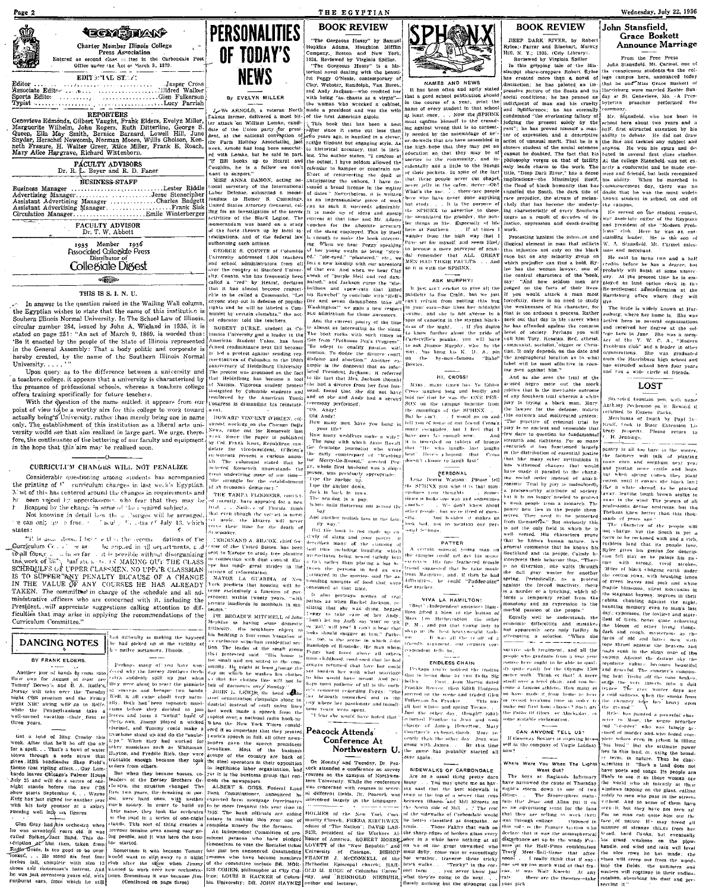# THE EGYPTIAN

Charter Member Illinois College Press Association

Entered as second class matter in the Carbondale Post Office under the Act of March 3, 1879.

EDITORIAL STAFF

Editor ........................ Jasper Cross
Associate Editor ........................ Mildred Walker
Sports Editor ........................ Glen Fulkerson
Typist ........................ Lucy Parrish

REPORTERS

Genevieve Edmonds, Gilbert Vaught, Frank Elders, Evelyn Miller, Marguerite Wilhelm, John Rogers, Ruth Ditterline, George S. Queen, Ella May Smith, Bernice Barnard, Lowell Hill, June Snyder, Herschel Newsom, Norman Moore, Willis Gholson, Kenneth Frasure, H. Walter Greer, Alice Miller, Frank E. Roach, Mary Alice Hargrave, Richard Wittenborn.

FACULTY ADVISORS
Dr. R. L. Beyer and R. D. Faner

BUSINESS STAFF

Business Manager ........................ Lester Riddle
Advertising Manager ........................ Jesse Stonecipher
Assistant Advertising Manager ........................ Charles Badgett
Assistant Advertising Manager ........................ Frank Sisk
Circulation Manager ........................ Emile Winterberger

FACULTY ADVISOR
Dr. T. W. Abbott

1935 Member 1936
Associated Collegiate Press
Distributor of
Collegiate Digest

## THIS IS S. I. N. U.

In answer to the question raised in the Wailing Wall column, the Egyptian wishes to state that the name of this institution is Southern Illinois Normal University. In The School Law of Illinois, circular number 284, issued by John A. Wieland in 1935, it is stated on page 251: "An act of March 9, 1869, is worded thus: 'Be it enacted by the people of the State of Illinois represented in the General Assembly: That a body politic and corporate is hereby created, by the name of the Southern Illinois Normal University. . . .'"

Upon query as to the difference between a university and a teachers college, it appears that a university is characterized by the presence of professional schools, whereas a teachers college offers training specifically for future teachers.

With the question of the name settled, it appears from our point of view to be a worthy aim for this college to work toward actually being a University, rather than merely being one in name only. The establishment of this institution as a liberal arts university would see that aim realized in large part. We urge, therefore, the continuance of the bettering of our faculty and equipment in the hope that this aim may be realized soon.

---

## CURRICULUM CHANGES WILL NOT PENALIZE

Considerable questioning among students has accompanied the printing of the curriculum changes in last week's Egyptian. Most of this has centered around the changes in requirements and has been voiced by upperclassmen who fear that they may be handicapped by the change in some of the required subjects.

Not knowing in detail how the changes will be arranged, we can only quote from the faculty bulletin of July 13, which states:

"It is understood, however, that the recommendations of the Curriculum Committee are to be applied in all departments, and to all four classes in so far as it is possible without disorganizing the work of the individual student. IT IS MAKING OUT THE CLASS SCHEDULES OF UPPER CLASSMEN, NO UPPER CLASSMAN IS TO SUFFER ANY PENALTY BECAUSE OF A CHANGE IN THE VALUE OF ANY COURSES HE HAS ALREADY TAKEN. The committee in charge of the schedule and all administrative officers who are concerned with it, including the President, will appreciate suggestions calling attention to difficulties that may arise in applying the recommendations of the Curriculum Committee."

---

## DANCING NOTES

BY FRANK ELDERS.

Another pair of bands by coming into their own for August at least are Tommy Dorsey's and B. A. Rolfe's. Dorsey will take over the Tuesday night CBS program and the Friday night NBC airing will go to Rolfe, while the Pennsylvanians take a well-earned vacation—their first in three years.

Get a load of Bing Crosby this week. After that he'll be off the air for a spell. . . That's a bowl of water blown through a soda straw that gives MBS bandleader Shep Field's theme that rippling effect. . . Guy Lombardo leaves Chicago's Palmer House July 25 and will do a series of one-night stands before the new CBS show starts September 6. . . Wayne King has just signed for another year with his tidy sponsor at a salary running well into six figures.

Glen Gray had his orchestra when he was seventeen years old. It was called Spikes Jazz Band. This description of him then, taken from Radio Guide, is too good to be overlooked: . . . He stood six feet four inches tall, complete with size 12 shoes and photorman's haircut. And he was just seventeen years old, with sunburnt ears, from which he still had difficulty in making the husband he had picked up in the vicinity of his native Metamora, Illinois.

Perhaps many of you have wondered why the Dorsey Brothers Orchestra suddenly split up just when they were about to reach the pinnacle of success and became two bands. Well, it all came about very naturally. Both had been topnotch musicians before they decided to join forces and form a "swing" band of their own. Jimmy played a wicked clarinet, and Tommy could make a trombone stand up and do the "snake-hips". When they had worked for other musicians such as Whiteman, Hayton, and Freddie Rich, they were tractable enough because they took orders from others.

But when they became bosses, coleaders of the Dorsey Brothers Orchestra, the situation changed. The first two years, the breaking in period, were hard ones, with neither much money. In order to build up their name, they took the orchestra on the road in a series of one-night stands. This sort of thing creates a nervous tension even among easy going people, and it was here the trouble started.

Sometimes it was because Tommy would want to slip away to a night club after the show when Jimmy wanted to work over new orchestrations. Sometimes it was because Jimmy

(Continued on page three)

---

# PERSONALITIES OF TODAY'S NEWS

BY EVELYN MILLER

J. W. ARNOLD, a veteran North Dakota farmer, delivered a most bitter attack on William Lemke, candidate of the Union party for president, at the national convention of the Farm Holiday Association last week. Arnold had long been associated with Lemke, but he said in part, "If Bill hooks up to Hearst and Coughlin, he is a fellow we don't want to support."

MISS ANNA DAMON, acting national secretary of the International Labor Defense, submitted a memorandum to Homer S. Cummings, United States Attorney General, calling for an investigation of the terror activities of the Black Legion. The memorandum was based on a study of the facts drawn up by local investigations, and of the federal law authorizing such actions.

GEORGE S. COUNTS of Columbia University addressed 1,800 teachers and school administrators from all over the country at Stanford University. Counts, who has frequently been called a "red" by Hearst, declares that it has almost become responsible to be called a Communist. "Let anyone step out in defense of popular rights and he will be labeled a Communist by certain elements," the noted educator told the teachers.

ROBERT BURKE, student at Columbia University and a leader in the American Student Union, has been denied readmittance next fall because he led a protest against sending representatives of Columbia to the 550th anniversary of Heidelberg University. The protest was grounded on the fact that Heidelberg has become a tool of Nazism. Vigorous student protest instigated by Columbia students and conducted by the American Youth Congress is demanding his reinstatement.

HOWARD VINCENT O'BRIEN, columnist working on the Chicago Daily News, came out for Roosevelt last week. Since the paper is published by Col. Frank Knox, Republican candidate for vice-president, O'Brien's statements present a curious anomaly. The columnist stated that he believed Roosevelt understands "the great underlying issue of our time—the struggle for the establishment of an economic democracy."

THE TAMPA FLOGGERS, convicted recently, have appealed for a new trial. . . . Natives of Florida think that even though the verdict is reversed, the floggers will never serve their time for the death of Shoemaker.

FERDINAND A. SILCOX, chief forester of the United States, has been sent to Europe to study tree planting in connection with dust control. Europe has made great strides in the science of reforestation.

MAYOR LA GUARDIA of New York predicts that housing will become exclusively a function of government within twenty years, "with private landlords in mothballs in museums."

DR. BROADUS MITCHELL of John Hopkins is having some domestic difficulty. His neighbors object to his building a four room bungalow in a restricted suburban residential section. The leader of the small group that protested said: "His house is too small and not suited to the community. He might at least change the day on which he washes his clothes so that his clothes line will not be full of garments over Sunday."

JOHN L. LEWIS, the head of the steel organization campaign, spoke in industrial instead of craft unions last week made a speech from the capitol over a national radio hook-up which the New York Times considered it so important that they printed Lewis's speech in full, all other newspapers gave the speech prominent headlines. Most of the business groups of the country are back of the steel operators in their opposition to legitimate labor organization, and yet it is the business group that controls the newspapers.

ALBERT S. GOSS, Federal Land Bank Commissioner, announced he expected farm mortgage foreclosures to be more frequent this year than in 1935. The bank officials are anticipating in making this year one of complete misery for the farmers.

An independent Committee of prominent persons who have pledged themselves to vote the Socialist ticket has just been announced. Outstanding persons who have become members of the committee include DR. MORRIS COHEN, philosopher at City College; LOUIS B HACKER of Columbia University; DR. JOHN HAYNES HOLMES of the New York Community Church; FREDA KIRCHWEX, editor of "The Nation"; DAVID LASSER, president of the Workers Alliance of America; ROBERT MORSE LOVETT of the "New Republic" and University of Chicago; BISHOP FRANCIS J. McCONNELL of the Methodist Episcopal church; HAROLD M. RUGG of Columbia University, and REINHOLD NIEBUHR, author and lecturer.

---

## BOOK REVIEW

"The Gorgeous Hussy" by Samuel Hopkins Adams, Houghton Mifflin Company, Boston and New York, 1934. Reviewed by Virginia Spiller.

"The Gorgeous Hussy" is a historical novel dealing with the beautiful Peggy O'Neale, contemporary of Clay, Webster, Randolph, Van Buren, and Andy Jackson—who credited her with being "as chaste as a virgin"—the woman who wrecked a cabinet, made a president and was the wife of the first American gigolo.

This book that has been a best seller since it came out less than two years ago, is handled in a clever, rather flippant but engaging style. As to historical accuracy, that is lacking. The author states, "I confess at the outset, I have seldom allowed the calendar to hamper or constrain me. Short of resurrecting the dead or anticipating the unborn, I have assumed a broad license in the matter of dates." Nevertheless, it is written as an impressionistic piece of work and as such it succeeds admirably. It is made up of ideas and gossip current at that time and Mr. Adams vouches for the absolute accuracy of the slang employed. This by itself is enough to make the book interesting. When we hear Peggy speaking of her young swain as being "stewed", "pie-eyed", "plastered," etc., we feel a new kinship with our ancestors of that era. And when we hear Clay speak of "purple Hell and red damnation," and Jackson curse the "rebellious and spew-eats that killed my Rawchel" to conclude with "Hell's fire and seven damnations take all Washington" we gain a new respect and admiration for those ancestors.

And the current poetry of the time is almost as interesting as the slang. The book reeks with such times as this from "Pollinoise Peg's Progress": "So adept to qualify passion with caution, To dodge the divorce court, disdaine and abortion." Another example is the doggerel that so infuriated President Jackson; it referred to the fact that Mrs. Jackson thought she had a divorce from her first husband, found that she did not have and so she and Andy had a second ceremony performed.

"Oh, Andy!
Old Andy!
How many men have you hung in your life?
How many weddings make a wife?"

The song with which Anne Royall, the female journalist who wrote the early counterpart of "Washington Merry-Go-Round," greeted Peggy, whose first husband was a ship's purser, was peculiarly appropriate:

"I gue the anchor up.
I gue the anchor down,
Jack is back to town.
The sea dog is a pup,
While sails fluttering out across the bay
And another foolish lass in the family way."

But the book is not made up entirely of slang and poor poetry. It describes many of the customs of that time including duelling, which as ruthless being settled rightly into a rich rather than placing a bar between the persons in bed as was portrayed in the movies, and the astounding amounts of food that were consumed at that time.

It also portrays scenes of real pathos as when Rachel Jackson, realizing that she was dying, begged "Peggy to take care of her Andy." "Don't let my Andy say 'ain't' or 'git' or 'gal,' will you? I can't abear that folks should snigger at him." Pathetic, too, is the scene in which John Randolph of Roanoke, the man whom Peggy had loved above all others from childhood, confessed that he had always returned that love but could not burden her with what marriage to him would have meant. And perhaps most pathetic of all is the author's comment regarding Peggy—"She fell instantly, immediately and irrevocably in love with the man who is to be her husband for the longest, what years were spent."

"I fear she would have hated that."

---

## Peacock Attends Conference At Northwestern U.

On Monday and Tuesday, Dr. Peacock attended a conference on survey courses on the campus of Northwestern University. While the conference was concerned with courses in several different fields, Dr. Peacock was interested largely in the languages.

---

# SPHINX

## NAMES AND NEWS

It has been often and aptly stated that a good school publication should in the course of a year, print the name of every student in that school at least once. . . Now the SPHINX must confine himself to the crusading against wrong that is so earnestly needed by the assemblage of never-do-wells that are here assembled in the high-hope that they may get an education so that they may be of service to the community, and incidentally add a little to the lining of their pockets. In spite of the fact that these people never cut chapel, never jelly in the cafes, never—Oh! What's the use. . . there are people here who have never done anything but study. . . It is the purpose of the SPHINX to advertise to these, the unminted the grander, the nobler things in life. Especially of life here at Southern. . . If at times I wander from the high way that I have set for myself and seem likely to become a mere purveyor of scandal remember that ALL GREAT MEN HAD THEIR FAULTS . . . And so it is with the SPHINX.

## ASK MURPHY!

It just ain't cricket to give all the publicity to Sue Crain, but we just can't refrain from putting this bug in your ears—Sue tiptoes her midnight swims, and she is not averse to a spot of canoeing in the stygian blackness of the night. . . If you desire to know further about the pride of Carterville's pounds, you will have to ask Jimmie Murphy, who by the way, has hung his K. D. A. pin on the by-now-famous "Babe" Bowles.

## HI, CROSS!

Many, many times has Ye Editor Cross laughed long and loudly and told me that he was the ONE PERSON on the campus immune from the ramblings of the SPHINX . . . But he ain't. . . It would go on and tell you of some of our friend Cross's many escapades, but I feel that I have gone far enough now. And it is inscribed on tablets of bronze that "He who laughs last laughs best." Here's a hoping that Cross doesn't choose to laugh last.

## PERSONAL

Lena Dorris Watson: Please tell the SPHINX just what it is that monopolizes your thoughts. . . Sometimes it looks one way and sometimes another. . . We don't know what other people, but we're tired of guessing. . . And besides it makes us look bad, not to mention our personal feelings.

## PATTER

A certain musical young man on the campus could not get his music extended. . . His fine feathered female friend suggested that he take music from Musgrave, and, if then he had difficulties, he could "Fudder-nize" the teacher.

## VIVA LA HAMILTON!

"Red" Independent assistant Hamilton lifted a blow at the button of Mary Lou Hetherington the other P. M., and put that young lady to sleep in the best heavyweight fashion. . . It was all the result of a friendly argument, our country correspondent tells us.

## ENDLESS CHAIN

Perhaps you've noticed the trading that is being done by two Delta Sig bobs. . . First, Jean Martin dated Frankie Rossen, then Edith Hodgson arrived on the scene and traded Glen Fulkerson for Frankie. . . This was all hot white and spring Tennis. . . Then the other day, Jean on the telephone, whereas Frankie to Jean and took charge of James Howerton, Mary Courtney's ex-heart-throb. More recently than the other day, Jean was going with James. . . By this time the game has probably started all over again.

## SIDEWALKS OF CARBONDALE

Are as a usual thing pretty durn lousy. . . You may quote me as having said that the best sidewalk in town is the top of a sewer that runs between Illinois and Mill Streets on the North side of Mill. . . The rest of the sidewalks of Carbondale would be better classified as footpaths or trails. . . Those Fakirs that walk on the sharp edges of broken glass every day in a white have nothing at all on we of the great unwashed who must daily, come rain or exceedingly hot weather, traverse these tricky bark walks. . . "Tricky" is the correct term. . . you never know just what they're going to do next. . . Surely nothing but the strongest can survive such treatment, and all the people who graduate from a four year course here ought to be able to qualify quite easily for the Olympic 1500 meter walk. Think of that! A mere walk over a level plain, and you become a famous athlete. How many of us have made it from home to here in record breaking time in order to make our first hour class? Such are the Parts of Glory in this lady, or some suitable exclamation.

## CAN ANYONE TELL US?

If Gassaway Bovinet is enjoying himself in the company of Virgie Lindsay now?

## Where Were You When The Lights Went Out?

The boys at Raglands Infirmary have narrowed the cause of Thursday night's storm down to one of two things. . . The Stonecipher maintain that Jesse and Allan put it on as an advertising stunt for the fans that they are selling to work their way through college. . . Opposed to this side is the Frasure faction who declare that it was the atmospheric disturbance set up by the windy Frasure at the Half-Pint's combination Track Meet-Soft-Game that afternoon. . . I really think that if anyone can get up too much wind at that frasure, it was Walt Knecht. At any rate there are the theories—take your pick.

---

## BOOK REVIEW

DEEP DARK RIVER, by Robert Rylee; Farrar and Rinehart, Murray Hill, N. Y.; 1935. (City Library).

Reviewed by Virginia Spiller

In this gripping tale of the Mississippi share-croppers Robert Rylee has created more than a novel of distinction; he has painted an impressive picture of the South and its social conditions; he has penned an indictment of man and his cruelty and indifference; he has eternally condemned "the everlasting fallacy of judging the present solely by the past"; he has proved himself a master of expression and a descriptive artist of unusual merit. That he is a sincere student of the social sciences cannot be doubted. The fact that his philosophy verges on that of futility only lends charm to the work. The title, "Deep Dark River," has a dozen implications—the Mississippi itself, the flood of black humanity that has engulfed the South, the dark tide of race prejudice, the stream of melancholy that has become the underlying characteristic of every Southern negro as a result of decades of injustice, oppression and death-dealing work.

Protesting against the inhuman and illogical element in man that inflicts this injustice not only on the black race but on any minority group on which prejudice can find a hold, Rylee has the woman lawyer, one of the central characters of the book, say: "And how seldom men are judged on the facts of their lives. If you would attack a man most forcefully, there is no need to study the weaknesses of his character, for that is too arduous a process. Rather seek out that day in his career when he has offended against the common level of society. Perhaps you can call him Tory, Hessian, Red, atheist, communist, socialist, nigger or Christian. It only depends on the date and the geographical location as to what label will be most effective in rousing men against him."

And as she sees the trial of the accused negro move out the mock justice that is the inevitable outcome of any Southern trial wherein a white jury is trying a black man, Mary the lawyer for the defense, indicts this outworn and maltreated system: "The practice of criminal trial by jury is so ancient and venerable that few dare to question its fundamental strength and richness. For so many centuries it has functioned largely in the distribution of essential justice that like many other institutions it has withstood changes that would have made it parallel to the changing social order instead of anachronistic. Trial by jury is undoubtedly a praiseworthy attribute of society, but it is no longer needed to protect a weak people from a strong. The power now lies in the people themselves. They need to be protected from themselves." But obviously this is not the only field in which he is well versed. His characters prove that he knows human nature, his general comments that he knows his Southland and its people. Calmly he interprets their behavior thus, "There is no diversion, one waits through the dull gray winter for another spring. Periodically, as a protest against the forced inactivity, there is a murder or a lynching, which affords a temporary relief from the monotony and an expression to the morbid passion of the people."

Equally well he understands the economic difficulties and mistakes but apparently sees only futility in attempting a solution. "When the pantry is all too bare in the winter, the farmers will talk of planting more corn and sorghum next year, and raising more cattle and hogs, but when spring comes they plant cotton until it covers the black land like a white shroud, to be plucked away, leaving tough brown stalks to sway in the wind. The priests of all professions devise nostrums, but the Thebans knew better than this thousands of years ago."

The character of the people will not change, but the South is yet a force to be reckoned with and a rich, ruthless land that its people love. Rylee gives his genius for description full play as he paints his picture with strong, vivid strokes—Miles of black clinging earth under the cotton rows, with brushing lanes of green leaves and pink and white fragile blossoms, silent moccasins in the stagnant bayous, negroes in their cabins, chanting against the night, haunting memory even to man's last day, cypresses, the loveliest and stateliest of trees, never quite achieving the bloom of other living things, dark and rough, mysterious as the faces of old and bitter men, with tops thrust against the heavens, and roots sunk in the slimy ooze of the swamp. Against the distant sky the plantation seemed so ghostly, both languid and graceful. The summer's consuming heat rising off the cane brakes, stifle the very insects into a dull stupor. The grey winter days are a cold sadness, when the smoke from the chimney hangs heavy upon the ground.

Rylee has painted a powerful character in Mose, the negro preacher and "cropper" who was falsely accused of murder and who found complete solace even in prison in telling "his land." But the ultimate power lies in this land, or, using the broader term, in nature. Thus he characterizes it, "Such a land does not have poets and songs for its people are likely to see it as those women see the world who sit silently at their windows tapping on the glass, calling softly to men who pass in the street, without. And so some of them have seen it, but they have not seen all. For no man can quite blot out the face of nature. If any breed all manner of strange things from her blood, hard flanks, but eventually the grasp weakens on the plowhandle and wind and rain will level the nice rows he has made, the vines will creep out from the woods into the fields, the summers and winters will continue in their endless rotation, absorbing his dust and preserving it."

---

## John Stansfield, Grace Boskett Announce Marriage

From the Free Press

John Stansfield, Mt. Carmel, one of the conspicuous students on the college campus here, announced today that he and Miss Grace Boskett of Harrisburg were married Easter Sunday at St. Genevieve, Mo. A Presbyterian preacher performed the ceremony.

Mr. Stansfield, who has been in school here about two years and a half, first attracted attention by his ability to debate. He did not draw the line and tackled any subject and anyone. He won his spurs and debated in several first class clashes. At the college Stansfield was not exactly a conformist and he made enemies and friends, but both recognized his ability. When he marched in commencement day, there was no doubt that he was the most widely known student in school, on and off the campus.

He served on the student council, was associate editor of the Egyptian and president of the "Modern Problems" club. Here he was an outstanding leader. He is the son of W. A. Stansfield, Mt. Carmel salesman and merchant.

He said he lacks two and a half credits before he has a degree, but probably will finish at some university. At the present time he is employed as land option clerk in the Re-settlement administration at the Harrisburg office where they will live.

The bride is widely known at Harrisburg, where her home is. She was active here in several organizations and received her degree at the college here in June. She was a member of the Y. W. C. A., "Modern Problems club" and a leader in other organizations. She was graduated from the Harrisburg high school and has attended school here four years and has a wide circle of friends.

---

## LOST

Sky-sided fountain pen, with name Anthony Pechonson on it. Reward if returned to Eugene Parks.

Merchants of Death by Paul Jas Kraff, book is State Extension Library property. Please return to C. H. Jennings.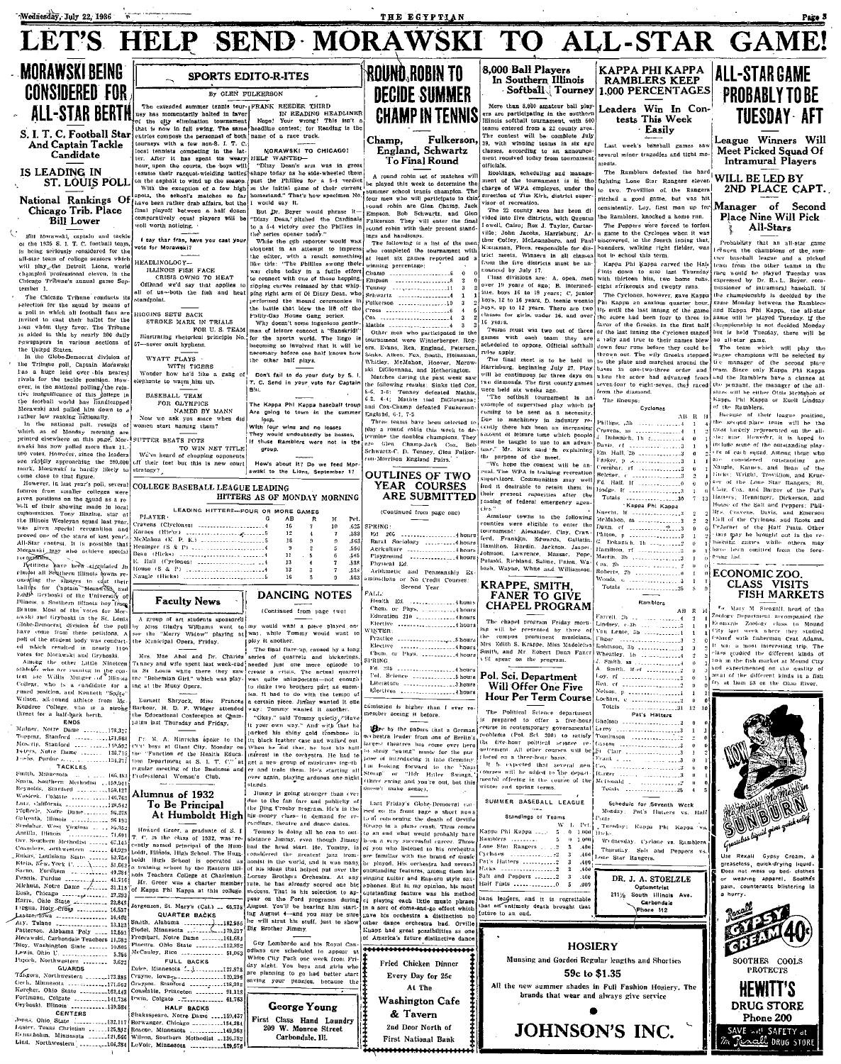# LET'S HELP SEND MORAWSKI TO ALL-STAR GAME!

## MORAWSKI BEING CONSIDERED FOR ALL-STAR BERTH

### S. I. T. C. Football Star And Captain Tackle Candidate

### IS LEADING IN ST. LOUIS POLL

### National Rankings Of Chicago Trib. Place Bill Lower

Bill Morawski, captain and tackle of the 1936 S. I. T. C. football team, is being seriously considered for the all-star team of college seniors which will play the Detroit Lions, world champion professional eleven, in the Chicago Tribune's annual game September 1.

The Chicago Tribune conducts its selection for the squad by means of a poll in which all football fans are invited to cast their ballot for the men whom they favor. The Tribune is aided in this by nearly 200 daily newspapers in various sections of the United States.

In the Globe-Democrat division of the Tribune poll, Captain Morawski has a huge lead over his nearest rivals for the tackle position. However, in the national polling, the relative insignificance of this college in the football world has handicapped Morawski and pulled him down to a rather low ranking nationally.

In the national poll, results of which as of Monday morning are printed elsewhere on this page, Morawski has now polled more than 11,000 votes. However, since the leaders are rapidly approaching the 200,000 mark, Morawski is hardly likely to come close to that figure.

However, in last year's poll, several figures from smaller colleges were given positions on the squad as a result of their showing made in local communities. Tony Blazine, star of the Illinois Wesleyan squad last year, was given special recognition and proved one of the stars of last year's All-Star contest. It is possible that Morawski may also achieve special recognition.

Petitions have been circulated in almost all Southern Illinois towns requesting the sleepers to cast their ballots for Captain Morawski and Eddie Gryboski of the University of Illinois, a Southern Illinois boy from Benton. Most of the votes for Morawski and Gryboski in the St. Louis Globe-Democrat division of the poll have come from these petitions. A poll of the student body was conducted which resulted in nearly 1100 votes for Morawski and Gryboski.

Among the other Little Nineteen athletes who are running in the contest are Willis Munger of Illinois College, who is a candidate for a guard position, and Kenneth "Sofie" Wilson, all-round athlete from McKendree College, who is a strong threat for a half-back berth.

| ENDS | |
|---|---|
| Moltner, Notre Dame | 178,327 |
| Toppinz, Stanford | 151,668 |
| Moscrip, Stanford | 150,592 |
| Peters, Notre Dame | 131,716 |
| Fuchs, Purdue | 124,271 |
| **TACKLES** | |
| Smith, Minnesota | 166,183 |
| Spain, Southern Methodist | 158,941 |
| Reynolds, Stanford | 150,127 |
| Wasicek, Colgate | 146,762 |
| Lutz, California | 128,342 |
| Pfefferle, Notre Dame | 98,228 |
| Galewsta, Illinois | 96,193 |
| Strelahar, West Virginia | 89,352 |
| Antilla, Illinois | 71,691 |
| Orr, Southern Methodist | 67,145 |
| Chambers, Northwestern | 64,029 |
| Rukas, Louisiana State | 52,758 |
| Klein, New York U. | 51,663 |
| Sarno, Fordham | 49,384 |
| Dennis, Purdue | 41,516 |
| Michuta, Notre Dame | 31,118 |
| Bush, Chicago | 27,293 |
| Harris, Ohio State | 22,843 |
| Piccata, Holy Cross | 16,537 |
| Foster, Iowa | 16,406 |
| Ary, Tulane | 13,123 |
| Patterson, Alabama Poly | 12,591 |
| Morawski, Carbondale Teachers | 11,582 |
| Hoy, Washington State | 10,805 |
| Lewis, Ohio U. | 5,256 |
| Piquet, Northwestern | 3,622 |
| **GUARDS** | |
| Tangora, Northwestern | 173,885 |
| Coch, Minnesota | 171,662 |
| Karcher, Ohio State | 162,443 |
| Fortmann, Colgate | 141,756 |
| Gryboski, Illinois | 139,584 |
| **CENTERS** | |
| Jones, Ohio State | 132,117 |
| Lester, Texas Christian | 125,832 |
| Kumchohm, Minnesota | 121,566 |
| Lind, Northwestern | 106,284 |

## SPORTS EDITO-RITES

By GLEN FULKERSON

The extended summer tennis tourney has momentarily halted in favor of the city elimination tournament that is now in full swing. The same entries compose the personnel of both tourneys with a few non-S. I. T. C. local tennists competing in the latter. After it has spent its three-hour, upon the courts, the boys will resume their racquet-wielding tactics on the asphalt to wind up the season.

With the exception of a few high spots, the school's matches so far have been rather drab affairs, but the final playoff between a half dozen comparatively equal players will be well worth noticing.

I say thar fran, have you cast your vote for Morawski?

HEADLINOLOGY—
ILLINOIS FISH FACE
CRISIS OWNG TO HEAT
Offhand we'd say that applies to all of us—both the fish and heat standpoint.

HIGGINS SETS BACK
STROKE MARK IN TRIALS
FOR U. S. TEAM
Illustrating rhetorical principle No. 57—never omit hyphens.

WYATT PLAYS
WITH TIGERS
Wonder how he'd like a gang of elephants to warm him up.

BASEBALL TEAM
FOR OLYMPICS
NAMED BY MANN
Now we ask you since when did women start naming them?

SUTTER BEATS POTTS
TO WIN NET TITLE
We've heard of chopping opponents off their feet but this is new court strategy?

FRANK REEDER THIRD
IN READING HEADLINER
Nope! Your wrong! This isn't a headline contest; for Reading is the name of a race track.

MORAWSKI TO CHICAGO!
HELP WANTED—
"Dizzy Dean's arm was in great shape today as he side-wheeled them past the Phillies for a 5-4 verdict in the initial game of their current homestand." That's how specimen No. 1 would say it.

But Dr. Beyer would phrase it—"Dizzy Dean," pitched the Cardinals to a 5-4 victory over the Phillies in the series opener today."

While the gyb reporter would wax eloquent in an attempt to impress the editor, with a result something like this: "The Phillies swung their war clubs today in a futile effort to connect with one of those hopping, zipping curves released by that whipping right arm of Ol Dizzy Dean, who performed the mound ceremonies in the battle that blew the lid off the Philly-Gas House Gang series.

Why doesn't some ingenious gentleman of leisure concoct a "Sanskrid" for the sports world. The lingo is becoming so involved that it will be necessary before one half knows how the other half plays.

Don't fail to do your duty by S. I. T. C. Send in your vote for Captain Bill.

The Kappa Phi Kappa baseball troupe are going to town in the summer loop.
With four wins and no losses
They would undoubtedly be bosses,
If those Ramblers were not in the group.

How's about it? Do we feed Morawski to the Lions, September 1?

## COLLEGE BASEBALL LEAGUE LEADING HITTERS AS OF MONDAY MORNING

LEADING HITTERS—FOUR OR MORE GAMES

| PLAYER | G | AB | R | H | Pct. |
|---|---|---|---|---|---|
| Cravens (Cyclones) | 5 | 16 | 7 | 10 | .625 |
| Karnes (Hicks) | 5 | 12 | 4 | 7 | .583 |
| McMahon (K. P. K.) | 5 | 16 | 9 | 9 | .563 |
| Heninger (S & P) | 4 | 9 | 2 | 5 | .556 |
| Dean (Hicks) | 4 | 11 | 5 | 6 | .545 |
| E. Hall (Cyclones) | 5 | 13 | 4 | 7 | .538 |
| House (S & P) | 4 | 13 | 3 | 7 | .538 |
| Naugle (Hicks) | 5 | 16 | 5 | 9 | .563 |

## Faculty News

A group of art students sponsored by Miss Gladys Williams went to see the "Merry Widow" playing at the Municipal Opera, Friday.

Mrs. Mae Abel and Dr. Charles Tenney and wife spent last week-end in St. Louis while there they saw the "Bohemian Girl," which was playing at the Muny Opera.

Earnest Shryock, Miss Frances Barbour, H. D. F. Widger attended the Educational Conference at Champaign last Thursday and Friday.

Dr. M. A. Hinrichs spoke to the City boys at Giant City, Monday on the "Function of the Health Education Department at S. I. T. C." at regular meeting of the Business and Professional Woman's Club.

## Alumnus of 1932 To Be Principal At Humboldt High

Howard Greer, a graduate of S. I. T. C. in the class of 1932, was recently named principal of the Humboldt, Illinois, High School. The Humboldt High School is operated as a training school by the Eastern Illinois Teachers College at Charleston.

Mr. Greer was a charter member of Kappa Phi Kappa at this college.

| | |
|---|---|
| Jorgensen, St. Mary's (Cal.) | 65,738 |
| **QUARTER BACKS** | |
| Smith, Alabama | 182,965 |
| Siedel, Minnesota | 179,217 |
| Fromhart, Notre Dame | 161,681 |
| Pincura, Ohio State | 112,052 |
| McCauley, Rice | 51,063 |
| **FULL BACKS** | |
| Beise, Minnesota | 127,878 |
| Crayne, Iowa | 120,296 |
| Grayson, Stanford | 118,306 |
| Constable, Princeton | 91,115 |
| Irwin, Colgate | 61,763 |
| **HALF BACKS** | |
| Shakespeare, Notre Dame | 150,437 |
| Berwanger, Chicago | 154,281 |
| Roscoe, Minnesota | 145,068 |
| Wilson, Southern Methodist | 136,782 |
| LuVoir, Minnesota | 129,576 |

## ROUND ROBIN TO DECIDE SUMMER CHAMP IN TENNIS

### Champ, Fulkerson, England, Schwartz To Final Round

A round robin set of matches will be played this week to determine the summer school tennis champion. The four men who will participate in this round robin are Glen Champ, Jack Empson, Bob Schwartz, and Glen Fulkerson. They will enter the final round robin with their present standings and handicaps.

The following is a list of the men who completed the tournament with at least six games reported and a winning percentage:

| | | | |
|---|---|---|---|
| Champ | 6 | 0 | 0 |
| Empson | 6 | 2 | 0 |
| Tenney | 11 | 3 | 2 |
| Schwartz | 4 | 1 | 1 |
| Fulkerson | 10 | 3 | 2 |
| Cross | 6 | 4 | 5 |
| Cox | 4 | 2 | 2 |
| DiGiovanna | 5 | 3 | 2 |

Other men who participated in the tournament were Winterberger, Rogers, Evans, Rea, England, Petersen, Sinks, Aiken, Fox, Smith, Heineman, Whitley, McMahon, Hoover, Morawski, DiGiovanna, and Hetherington.

Matches during the past week saw the following results: Glen Cox defeated Mathis, 6-6, 3-6; Tenney defeated Mathis, 6-2, 6-4; Mathis tied DiGiovanna; and Cox-Champ defeated Fulkerson-England, 6-1, 7-5.

Three teams have been selected to play a round robin this week to determine the doubles champions. They are Glen Champ-Jack Cox, Bob Schwartz-C. D. Tenney, Glen Fulkerson-Morrison England Pairs.

## DANCING NOTES

(Continued from page two)

my would want a piece played one way, while Tommy would want to play it another.

The final flare-up, caused by a long series of quarrels and bickerings, needed just one more episode to create a crisis. The actual quarrel was quite unimportant—not enough to make two brothers part as enemies. It had to do with the tempo of a certain piece. Jimmy wanted it one way; Tommy wanted it another.

"Okay," said Tommy quietly, "Have it your own way." And with that he picked up his shiny gold trombone, put it in its black leather case and walked out. When he did that, he lost his half interest in the orchestra. He had to get a new group of musicians together and train them. He's starting all over again, playing arduous one night stands.

Jimmy is going stronger than ever due to the fan fare and publicity of the Bing Crosby program. He's in the money class—in demand for recordings, theatre and dance dates.

Tommy is doing all he can to outdistance Jimmy, even though Jimmy had the head start. He, Tommy, is considered the greatest jazz trombonist in the world, and it was many of his ideas that helped put over the Dorsey Brothers Orchestra. At any rate, he has already scored one big success. That is his selection to appear on the Ford programs during August. You'll be hearing him starting August 4—and you may be sure he will strut his stuff, just to show Big Brother Jimmy.

Guy Lombardo and his Royal Canadians are scheduled to appear at White City Park one week from Friday night. You boys and girls who are planning to go had better start saving your pennies, because the

Fried Chicken Dinner
Every Day for 25c
At The
**Washington Cafe & Tavern**
2nd Door North of
First National Bank

**George Young**
First Class Hand Laundry
209 W. Monroe Street
Carbondale, Ill.

## 8,000 Ball Players In Southern Illinois Softball Tourney

More than 8,000 amateur ball players are participating in the southern Illinois softball tournament, with 600 teams entered from a 22 county area. The contest will be complete July 30, with winning teams in six age classes, according to an announcement received today from tournament officials.

Bookings, scheduling and management of the tournament is in the charge of WPA employes, under the direction of Tim Kirk, district supervisor of recreation.

The 22 county area has been divided into five districts, with Quentin Lovell, Cairo; Rex J. Taylor, Carterville; John Jacobs, Harrisburg; Arthur Coffey, McLeansboro, and Paul Knausman, Flora, responsible for district meets. Winners in all classes from the five districts must be announced by July 17.

The divisions are: A, open, men over 19 years of age; B, intermediate, boys 16 to 19 years; C, junior boys, 12 to 16 years, D, teenie weenie boys, up to 12 years. There are two classes for girls, under 16, and over 16 years.

Teams must win two out of three games with each team they are scheduled to oppose. Official softball rules apply.

The final meet is to be held in Harrisburg, beginning July 27. Play will be continuous for three days on two diamonds. The first county games were held six weeks ago.

"The softball tournament is an example of supervised play which is coming to be seen as a necessity. Due to machinery in industry recently there has been an increasing amount of leisure time which people must be taught to use to an advantage," Mr. Kirk said in explaining the purpose of the meet.

"We hope the contest will be annual. The WPA is training recreation supervisors. Communities may well find it desirable to retain them in their present capacities after the passing of federal emergency agencies."

Amateur teams in the following counties were eligible to enter the tournament: Alexander, Clay, Crawford, Franklin, Edwards, Gallatin, Hamilton, Hardin, Jackson, Jasper, Johnson, Lawrence, Massac, Pope, Pulaski, Richland, Saline, Union, Wabash, Wayne, White and Williamson.

## OUTLINES OF TWO YEAR COURSES ARE SUBMITTED

(Continued from page one)

SPRING:
Ed. 206 ........4 hours
Rural Sociology ........4 hours
Agriculture ........4 hours
Playground ........4 hours
Music Ed.
Arithmetic and Penmanship Examinations or No Credit Courses:

Second Year

FALL:
Health Ed. ........4 hours
Chem. or Phys. ........4 hours
Education 210 ........4 hours
Elective ........4 hours

WINTER:
Practice ........5 hours
Elective ........4 hours
Chem. or Phys. ........4 hours

SPRING:
Ed. 235 ........4 hours
Pol. Science ........5 hours
Literature ........3 hours
Electives ........4 hours

commission is higher than I ever remember seeing it before.

Due by the papers that a German orchestra leader from one of Berlin's largest theatres has come over here to study "swing" music for the purpose of introducing it into Germany. I'm looking forward to the "Nazi Swing" or "Heil Hitler Swings." (three swing and you're out, but this doesn't make sense).

Last Friday's Globe-Democrat carried on its front page a short news item concerning the death of Orville Knapp in a plane crash. Thus comes to an end what would probably have been a very successful career. Those of you who listened to his orchestra are familiar with the brand of music he played. His orchestra had several outstanding features, among them his singing guitar and Eastern style saxophones. But in my opinion, his most outstanding feature was his method of playing each little music phrase in a sort of come-and-go effect which gave his orchestra a distinction no other dance orchestra had. Orville Knapp had great possibilities as one of America's future distinctive dance band leaders, and it is regrettable that an untimely death brought that future to an end.

## KRAPPE, SMITH, FANER TO GIVE CHAPEL PROGRAM

The chapel program Friday morning will be presented by three of the campus prominent musicians, Mrs. Edith S. Krappe, Miss Madeleine Smith, and Mr. Robert Dunn Faner will appear on the program.

## Pol. Sci. Department Will Offer One Five Hour Per Term Course

The Political Science department is prepared to offer a five-hour course in contemporary governmental problems (Pol. Sci. 200) to satisfy the five-hour political science requirement. All other courses will be placed on a three-hour basis.

It is expected that several new courses will be added to the departmental offering in the course of the winter and spring terms.

**SUMMER BASEBALL LEAGUE**

Standings of Teams

| | W | L | Pct |
|---|---|---|---|
| Kappa Phi Kappa | 5 | 0 | 1.000 |
| Ramblers | 5 | 0 | 1.000 |
| Lone Star Rangers | 2 | 3 | .400 |
| Cyclones | 2 | 3 | .400 |
| Pat's Hatters | 2 | 3 | .400 |
| Hicks | 2 | 3 | .400 |
| Salt and Peppers | 2 | 3 | .400 |
| Half Pints | 0 | 5 | .000 |

**HOSIERY**
Munsing and Gordon Regular lengths and Shorties
59c to $1.35
All the new summer shades in Full Fashion Hosiery. The brands that wear and always give service

**JOHNSON'S INC.**

## KAPPA PHI KAPPA RAMBLERS KEEP 1.000 PERCENTAGES

### Leaders Win In Contests This Week Easily

Last week's baseball games saw several minor tragedies and tight moments.

The Ramblers defeated the hard fighting Lone Star Rangers eleven to two. Trevillion of the Rangers pitched a good game, but was hit consistently. Loy, first man up for the Ramblers, knocked a home run.

The Peppers were forced to forfeit a game to the Cyclones when it was discovered, in the fourth inning that, Saunders, walking right fielder, was not a school this term.

Kappa Phi Kappa carved the Half Pints down to size last Thursday with thirteen hits, two home runs, eight strikeouts and twenty runs.

The Cyclones, however, gave Kappa Phi Kappa an anxious quarter hour. Up until the last inning of the game the score had been four to three in favor of the Greeks. In the first half of the last inning the Cyclones staged a rally and tied to their names blew down four runs before they could be thrown out. The wily Greeks stepped to the plate and marched around the bases in one-two-three order and when the score had advanced from seven-four to eight-seven, they raced from the diamond.

The lineups:

**Cyclones**

| | AB | R | H |
|---|---|---|---|
| Phillips, 3b | 4 | 1 | 1 |
| Cravens, ss | 4 | 1 | 4 |
| Dohanich, 1b | 4 | 0 | 1 |
| Davis, cf | 3 | 1 | 1 |
| Em. Hall, 2b | 3 | 0 | 2 |
| Parker, p | 3 | 1 | 1 |
| Crumber, rf | 3 | 1 | 1 |
| Schrier, c | 3 | 1 | 0 |
| Ed. Hall, lf | 3 | 0 | 0 |
| Hodge, lf | 1 | 1 | 1 |
| Totals | 30 | 7 | 13 |

**Kappa Phi Kappa**

| | AB | R | H |
|---|---|---|---|
| Knecht, lf | 2 | 2 | 2 |
| McMahon, ss | 3 | 2 | 2 |
| Dunn, cf | 3 | 0 | 1 |
| Patton, p | 1 | 0 | 0 |
| G. Dohanich, 1b | 3 | 1 | 1 |
| Hamilton, rf | 3 | 0 | 0 |
| Martin, 3b | 3 | 1 | 0 |
| Cox, 2b | 3 | 1 | 1 |
| Roberts, 2b | 3 | 0 | 1 |
| Woods, c | 3 | 1 | 1 |
| Totals | 25 | 8 | 9 |

**Ramblers**

| | AB | R | H |
|---|---|---|---|
| Farrell, 2b | 4 | 2 | 1 |
| Lindsey, c, 3b | 4 | 2 | 1 |
| Van Lente, 3b | 3 | 2 | 3 |
| Thuor | 3 | 0 | 2 |
| Robinson, 3b | 3 | 2 | 1 |
| Wheatley, 1b | 3 | 2 | 1 |
| J. Smith, ss | 3 | 1 | 0 |
| A. Smith, lf, rf | 3 | 1 | 1 |
| Loy, rf | 3 | 1 | 1 |
| Rea, cf | 3 | 1 | 0 |
| Nelson, p | 3 | 0 | 1 |
| Lockart, c | 3 | 0 | 1 |
| Totals | 31 | 11 | 16 |

**Pat's Hatters**

| | AB | R | H |
|---|---|---|---|
| Gholson | 3 | 0 | 2 |
| Lorry | 3 | 1 | 1 |
| Tomlinson | 3 | 0 | 0 |
| Caton | 3 | 0 | 0 |
| St. Clair | 3 | 1 | 0 |
| Frank | 2 | 0 | 0 |
| Cox | 2 | 0 | 1 |
| Kreizer | 2 | 0 | 0 |
| McDonald | 2 | 0 | 0 |
| Totals | 25 | 4 | 5 |

Schedule for Seventh Week
Monday: Pat's Hatters vs. Half Pints.
Tuesday: Kappa Phi Kappa vs. Hicks.
Wednesday: Cyclone vs. Ramblers.
Thursday: Salt and Peppers vs. Lone Star Rangers.

**DR. J. A. STOELZLE**
Optometrist
211½ South Illinois Ave.
Carbondale
Phone 112

## ALL-STAR GAME PROBABLY TO BE TUESDAY AFT

### League Winners Will Meet Picked Squad Of Intramural Players

### WILL BE LED BY 2ND PLACE CAPT.

### Manager of Second Place Nine Will Pick All-Stars

Probability that an all-star game between the champions of the summer baseball league and a picked team from the other teams in the race would be played Tuesday was expressed by Dr. R. L. Beyer, commissioner of intramural baseball. If the championship is decided by the game Monday between the Ramblers and Kappa Phi Kappa, the all-star game will be played Tuesday. If the Monday game does not decided Monday but is held Tuesday, there will be no all-star game.

The team which will play the league champions will be selected by the manager of the second place team. Since only Kappa Phi Kappa and the Ramblers have a chance at the pennant, the manager of the all-stars will be either Ottis McMahon of Kappa Phi Kappa or Euell Lindsay of the Ramblers.

Because of their league position, the second-place team will be the most largely represented on the all-star nine. However, it is hoped to include some of the outstanding players of each squad. Among those who are considered outstanding are Naugle, Karnes, and Dean of the Hicks; Wright, Trevillion, and Kreuger of the Lone Star Rangers; St. Clair, Cox, and Barger of the Pat's Hatters; Henninger, Dickerson, and House of the Salt and Peppers; Phillips, Cravens, Davis, and Emerson Hall of the Cyclones and Roots and DeJarnet of the Half Pints. Other players may be brought out in the remaining games while others may have been omitted from the foregoing list.

## ECONOMIC ZOO. CLASS VISITS FISH MARKETS

Dr. Mary M. Steagall, head of the Zoology Department accompanied the Economic Zoology class to Mound City last week where they studied fishing with fisherman Crat Adams. It was a most interesting trip. The class studied the different kinds of fish in the fish market at Mound City and experimented on the quality of meat of the different kinds in a fish fry at Dam 53 on the Ohio River.

NOW... Rexall Gypsy Cream for SUNBURN. Greaseless liquid gives quick relief.

Use Rexall Gypsy Cream, a greaseless, quick-drying liquid. Does not mess up bed clothes or wearing apparel. Soothes pain, counteracts blistering in a hurry.

**Rexall GYPSY CREAM 40c**
SOOTHES COOLS PROTECTS

**HEWITT'S DRUG STORE**
Phone 200
SAVE with SAFETY at The Rexall DRUG STORE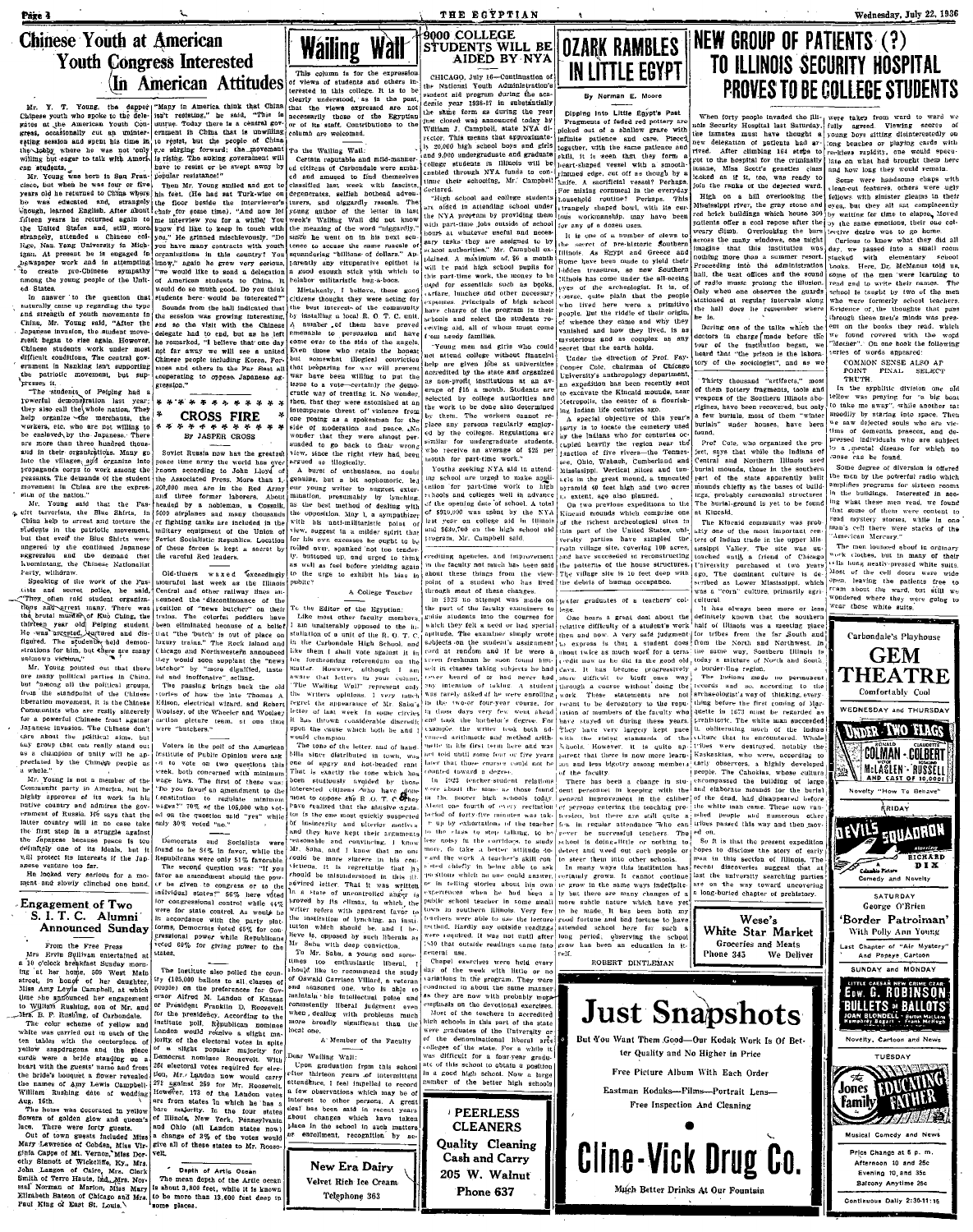# Chinese Youth at American Youth Congress Interested In American Attitudes

Mr. Y. T. Young, the dapper Chinese youth who spoke to the delegates at the American Youth Congress, occasionally cut an uninteresting session and spent his time in the lobby where he was not only willing but eager to talk with American students.

Mr. Young was born in San Francisco, but when he was four or five years old he returned to China where he was educated and, strangely enough, learned English. After about fifteen years he returned again to the United States and, still more strangely, attended a Chinese college, Nan Yang University in Michigan. At present he is engaged in newspaper work and in attempting to create pro-Chinese sympathy among the young people of the United States.

In answer to the question that naturally came up regarding the type and strength of youth movements in China, Mr. Young said, "After the Japanese invasion, the student movement began to rise again. However, Chinese students work under most difficult conditions. The central government in Nanking isn't supporting the patriotic movement, but suppresses it.

"The students of Peiping had a powerful demonstration last year; they also call the whole nation. They help organize the merchants, the workers, etc. who are not willing to be enslaved by the Japanese. There are more than three hundred thousand in their organizations. Many go into the villages and organize into propaganda corps to work among the peasants. The demands of the student movement in China are the expression of the nation."

Mr. Young said that the Fascist terrorists, the Blue Shirts, in China help to arrest and torture the students in the patriotic movement, but that even the Blue Shirts were angered by the continued Japanese aggression and the demand that Kuomintang, the Chinese Nationalist Party, withdraw.

Speaking of the work of the Fascists and secret police, he said, "They often raid student organizations and arrest many. There was the brutal murder of Kuo Ching, the thirteen year old Peiping student. He was arrested, tortured and disfigured. The students held demonstrations for him, but there are many unknown victims."

Mr. Young pointed out that there are many political parties in China, but "among all the political groups, from the standpoint of the Chinese liberation movement, it is the Chinese Communists who are really sincerely for a powerful Chinese front against Japanese invasion. The Chinese don't care about the political aims, but only groups that can really stand out as a champion of unity will be appreciated by the Chinese people as a whole."

Mr. Young is not a member of the Communist party in America, but he highly approves of its work in his native country and admires the government of Russia. He says that the latter country will in no case take the first step in a struggle against the Japanese because peace is too definitely one of its ideals, but it will protect its interests if the Japanese venture too far.

He looked very serious for a moment and slowly clinched one hand.

"Many in America think that China isn't resisting," he said. "This is untrue. Today there is a central government in China that is unwilling to resist, but the people of China are striving forward; the movement is rising. The entire government will have to resist or be swept away by popular resistance!"

Then Mr. Young smiled and got to his feet. (He had sat Turk-wise on the floor beside the interviewer's chair for some time.) "And now let me interview you for a while! You know I'd like to keep in touch with you." He grinned mischievously. "Do you have many contracts with youth organizations in this country? You know," again he grew very serious, "we would like to send a delegation of American students to China. It would do so much good. Do you think students here would be interested?"

Sounds from the hall indicated that the session was growing interesting, and so the visit with the Chinese delegate had to end, but as he left he remarked, "I believe that one day not far away we will see a united Chinese people including Korea, Formosa and others in the Far East all cooperating to oppose Japanese aggression."

## Engagement of Two S. I. T. C. Alumni Announced Sunday

From the Free Press

Mrs Ervin Sullivan entertained at a 10 o'clock breakfast Sunday morning at her home, 509 West Main street, in honor of her daughter, Miss Amy Leyla Campbell, at which time she announced her engagement to William Rushing, son of Mr. and Mrs. B. F. Rushing, of Carbondale.

The color scheme of yellow and white was carried out in each of the ten tables with the centerpiece of yellow snapdragons and the place cards were a bride standing on a heart with the guests' name and from the bride's bouquet a flower revealed the names of Amy Lewis Campbell-William Rushing date of wedding Aug. 16th.

The house was decorated in yellow flowers of golden glow and queen's lace. There were forty guests.

Out of town guests included Miss Mary Lawrence of Cobden, Miss Virginia Cappe of Mt. Vernon, Miss Dorothy Stenett of Wickcliffe, Ky., Mrs. John Langon of Cairo, Mrs. Clark Smith of Terre Haute, Ind., Mrs. Norman Norman of Marion, Miss Mary Elizabeth Batson of Chicago and Mrs. Paul King of East St. Louis.

## CROSS FIRE

By JASPER CROSS

Soviet Russia now has the greatest peace time army the world has ever known according to John Lloyd of the Associated Press. More than 1,300,000 men are in the Red Army and three former laborers. About headed by a nobleman, a Cossack, 5000 airplanes and many thousands of fighting tanks are included in the military equipment of the Union of Soviet Socialistic Republics. Location of these forces is kept a secret by the careful Red leaders.

Old-timers waxed exceedingly mournful last week as the Illinois Central and other railway lines announced the "discontinuance of the position of "news butcher" on their trains. The colorful peddlers have been eliminated because of a belief that "the 'butch' is out of place on luxury trains." The Rock Island and Chicago and Northwestern announced they would soon supplant the "news butcher" by "more dignified, taste ful and inoffensive" selling.

The passing brings back the old stories of how the late Thomas A. Edison, electrical wizard, and Robert Woolsey, of the Wheeler and Woolsey motion picture team, at one time were "butchers."

Voters in the poll of the American Institute of Public Opinion were asked to vote on two questions this week both concerned with minimum wage laws. The first of these was: "Do you favor an amendment to the Constitution to regulate minimum wages?" 70% of the 105,000 who voted on the question said "yes" while only 30% voted "no."

Democrats and Socialists were found to be 84% in favor, while the Republicans were only 51% favorable.

The second question was: "If you favor an amendment should the power be given to congress or to the individual states?" 56% here voted for congressional control while 44% were for state control. As would be in accordance with the party platforms, Democrats voted 65% for congressional power while Republicans voted 60% for giving power to the states.

The Institute also polled the country (105,000 ballots to all classes of people) on the preference for Governor Alfred M. Landon of Kansas or President Franklin D. Roosevelt for the presidency. According to the institute poll, Republican nominee Landon would receive a slight majority of the electoral votes in spite of a slight popular majority for Democrat nominee Roosevelt. With 266 electoral votes required for election, Mr. Landon now would carry 272 against 259 for Mr. Roosevelt. However, 173 of the Landon votes are from states in which he has a bare majority. In the four states of Illinois, New York, Pennsylvania and Ohio (all Landon states now) a change of 2% of the votes would give all of these states to Mr. Roosevelt.

### Depth of Artic Ocean

The mean depth of the Arctic ocean is about 3,800 feet, while it is known to be more than 13,000 feet deep in some places.

# Wailing Wall

This column is for the expression of views of students and others interested in this college. It is to be clearly understood, as in the past, that the views expressed are not necessarily those of the Egyptian or of the staff. Contributions to the column are welcomed.

To the Wailing Wall:

Certain reputable and mild-mannered citizens of Carbondale were amazed and amused to find themselves classified last week with fascists, degenerates, selfish poltroons, adventurers, and niggardly rascals. The young author of the letter in last week's Wailing Wall did not know the meaning of the word "niggardly," since he went on in his next sentence to accuse the same rascals of squandering "billions of dollars." Apparently any vituperative epithet is a good enough stick with which to belabor militaristic bug-a-boos.

Mistakenly, I believe, these good citizens thought they were acting for the best interest of the community by installing a local R. O. T. C. unit. A number of them have proved amenable to persuasion and have come over to the side of the angels. Even those who retain the honest but somewhat illogical conviction that preparing for war will prevent war have been willing to put the issue to a vote—certainly the democratic way of treating it. No wonder, then, that they were astonished at an intemperate threat of violence from one posing as a spokesman for the side of moderation and peace. No wonder that they were almost persuaded to go back to their wrong view, since the right view had been argued so illogically.

A burst of enthusiasm, no doubt genuine, but a bit sophomoric, led our young writer to suggest extermination, presumably by lynching, as the best method of dealing with the opposition. May I, a sympathizer with his anti-militaristic point of view, suggest in a milder spirit that he live down excesses he ought to be rolled over, spanked and not tenderly buttoned up, and urged to think as well as feel before yielding again to the urge to exhibit his bias in public?

A College Teacher

To the Editor of the Egyptian:

Like most other faculty members, I am unalterably opposed to the installation of a unit of the R. O. T. C. in the Carbondale High School, and like them I shall vote against it in the forthcoming referendum on the matter. However, although I am aware that letters to your column, "The Wailing Wall" represent only the writers opinions, I very much regret the appearance of Mr. Saba's letter of last week in some circles it has thrown considerable discredit upon the cause which both he and I would champion.

The tone of the letter and of some bills since distributed in town, was one of angry and hot-headed rant. That is exactly the tone which has been studiously avoided by those interested citizens who have done most to oppose the R. O. T. C. They have realized that the surest way to is the one most quickly suspected of insincerity and ulterior motives, and they have kept their arguments reasonable and convincing. I know Mr. Saba, and I know that no one could be more sincere in his convictions. It is regrettable that he should be misunderstood in this ill-advised letter. That it was written in a state of uncontrolled anger is proved by its climax, in which the writer refers with apparent favor to the institution of lynching, an institution which should be, and I believe is, opposed by such liberals as Mr. Saba with deep conviction.

To Mr. Saba, a young and sometimes too enthusiastic liberal, I should like to recommend the study of Oswald Garrison Villard, a veteran and consistent one who is able to maintain his intellectual poise and consistently liberal judgment even when dealing with problems much more broadly significant than the local one.

A Member of the Faculty

Dear Wailing Wall:

Upon graduation from this school after thirteen years of intermittent attendance, I feel impelled to record a few observations which may be of interest to other persons. A great deal has been said in recent years about changes which have taken place in the school in such matters as enrollment, recognition by accrediting agencies, and improvement in the faculty not much has been said about these things from the viewpoint of a student who has lived through most of these changes.

In 1923 no attempt was made on the part of the faculty examiners to guide students into the courses for which they felt a need or had special aptitude. The examiner simply wrote subjects on the student's assignment card at random and if he were a green freshman he soon found himself in classes taking subjects he had never heard of or had never had any intention of taking. A student was rarely asked if he were enrolling in the two-year four-year course, for in those days very few even dared look the bachelor's degree. For example, the writer took both advanced arithmetic and method arithmetic in his first term here and was not told until some four or five years later that those courses could not be counted toward a degree.

In 1923 teacher-student relations were about the same as those found in the poorer high schools today. About one fourth of every recitation period of forty-five minutes was taken up by exhortations of the teacher to the class to stop talking, to be less noisy in the corridors, to study more, to take a better attitude toward the work. A teacher's skill consisted chiefly in being able to ask questions which no one could answer, or in telling stories about his own experiences when he had been a public school teacher in some small town in southern Illinois. Very few teachers were able to use the lecture method. Hardly any outside readings were required. It was not until after 1930 that outside readings came into general use.

Chapel exercises were held every day of the week with little or no variations in the program. They were conducted in about the same manner as they are now with probably more emphasis on the devotional exercises.

Most of the teachers in accredited high schools in this part of the state were graduates of the University or of the denominational liberal arts colleges of the state. For a while it was difficult for a four-year graduate of this school to obtain a position in a good high school. Now a large number of the better high schools

## 9000 COLLEGE STUDENTS WILL BE AIDED BY NYA

CHICAGO, July 16—Continuation of the National Youth Administration's student aid program during the academic year 1936-37 in substantially the same form as during the year just closed was announced today by William J. Campbell, state NYA director. This means that approximately 20,000 high school boys and girls and 9,000 undergraduate and graduate college students in Illinois will be enabled through NYA funds to continue their schooling, Mr. Campbell declared.

"High school and college students are aided in attending school under the NYA program by providing them with part-time jobs outside of school hours at whatever useful and necessary tasks they are assigned to by school authorities," Mr. Campbell explained. A maximum of $6 a month will be paid high school pupils for this part-time work, the money to be used for essentials such as books, carfare, lunches and other necessary expenses. Principals of high school have charge of the program in their schools and select the students receiving aid, all of whom must come from needy families.

Young men and girls who could not attend college without financial help are given jobs at universities accredited by the state and organized as non-profit institutions at an average of $15 a month. Students are selected by college authorities and the work to be done also determined by them. The workers cannot replace any persons regularly employed by the colleges. Regulations are similar for undergraduate students, who receive an average of $25 per month for part-time work.

Youths seeking NYA aid in attending school are urged to make application for part-time work to high schools and colleges well in advance of the opening date of school. A total of $910,000 was spent by the NYA last year on college aid in Illinois and $640,760 on the high school aid program, Mr. Campbell said.

prefer graduates of a teachers' college.

One hears a great deal about the relative difficulty of a student's work then and now. A very safe judgment to express is that a student today must take twice as much work for a term credit now as he did in the good old days. It has become progressively more difficult to bluff one's way through a course without doing the work. These statements are not meant to be derogatory to the reputation of members of the faculty who have stayed on during these years. They have very largely kept pace with the rising standards of the school. However, it is quite apparent that there is now more learning and less bigotry among members of the faculty.

There has been a change in student personnel in keeping with the general improvement in the caliber of persons entering the teaching profession, but there are still quite a few in regular attendance who can never be successful teachers. The school is doing little or nothing to detect and weed out such people or to steer them into other schools.

In many ways this institution has certainly grown. It cannot continue to grow in the same ways indefinitely but there are many changes of a more subtle nature which have yet to be made. It has been both my good fortune and bad fortune to have attended school here for such a long period, observing the school grow has been an education in itself.

ROBERT DINTLEMAN

# OZARK RAMBLES IN LITTLE EGYPT

By Norman E. Moore

Dipping Into Little Egypt's Past

Fragments of faded red pottery are picked out of a shallow grave with infinite patience and care. Pieced together, with the same patience and skill, it is seen that they form a heart-shaped vessel with a smooth-rimmed edge, cut off as though by a knife. A sacrificial vessel? Perhaps. For mixing cornmeal in the everyday household routine? Perhaps. This strangely shaped bowl, with its curious workmanship, may have been for any of a dozen uses.

It is one of a number of clews to the secret of pre-historic Southern Illinois. As Egypt and Greece and Rome have been made to yield their hidden treasures, so now Southern Illinois has come under the all-seeing eyes of the archeologist. It is, of course, quite plain that the people who lived here were a primitive people. But the riddle of their origin, of whence they came and why they vanished and how they lived, is as mysterious and as complex as any secret that the earth holds.

Under the direction of Prof. Fay-Cooper Cole, chairman of Chicago University's anthropology department, an expedition has been recently sent to excavate the Kincaid mounds, near Metropolis, the center of a flourishing Indian life centuries ago.

A special objective of this year's party is to locate the cemetery used by the Indians who for centuries occupied heavily the region near the junction of five rivers—the Tennessee, Ohio, Wabash, Cumberland and Mississippi. Vertical slices and tunnels in the great mound, a truncated pyramid 40 feet high and two acres in extent, are also planned.

In two previous expeditions to the Kincaid mounds which comprise one of the richest archeological sites in this part of the state, Chicago University parties have sampled the refuse village site, covering 100 acres, and have succeeded in reconstructing the patterns of the house structures. The village site is 16 feet deep with the debris of human occupation.

It has always been more or less definitely known that the southern half of Illinois was a meeting place for tribes from the far South and from the North and Northwest. In the same way, Southern Illinois is today a mixture of North and South, a border-line region.

The Indians made no permanent records and so, according to the archaeologist's way of thinking, everything before the first coming of Marquette in 1673 must be regarded as prehistoric. The white man succeeded in obliterating much of the Indian culture that he encountered. Whole tribes were destroyed, notably the Kaskaskias, who were, according to early observers, a highly developed people. The Cahokias, whose culture encompassed the building of large and elaborate mounds for the burial of the dead, had disappeared before the white man came. These now vanished people and numerous other tribes passed this way and then moved on.

So it is that the present expedition hopes to disclose the story of early man in this section of Illinois. The recent discoveries suggest that at last the university searching parties are on the way toward uncovering a long-buried chapter of prehistory.

# NEW GROUP OF PATIENTS (?) TO ILLINOIS SECURITY HOSPITAL PROVES TO BE COLLEGE STUDENTS

When forty people invaded the Illinois Security Hospital last Saturday, the inmates must have thought a new delegation of patients had arrived. After climbing 164 steps to get to the hospital for the criminally insane, Miss Scott's genetics class looked as if it, too, was ready to join the ranks of the dejected ward.

High on a hill overlooking the Mississippi river, the gray stone and red brick buildings which house 300 patients offer a cool repose after the weary climb. Overlooking the burs across the many windows, one might imagine that this institution was nothing more than a summer resort. Proceeding into the administration hall the neat offices and the sound of radio music prolong the illusion. Only when one observes the guards stationed at regular intervals along the hall does he remember where he is.

During one of the talks which the doctors in charge made before the tour of the institution began, we heard that "the prison is the laboratory of the sociologist", and as we

Thirty thousand "artifacts," most of them pottery fragments, tools and weapons of the Southern Illinois aborigines, have been recovered, but only a few burials, most of them "winter burials" under houses, have been found.

Prof Cole, who organized the project, says that while the Indians of Central and Northern Illinois used burial mounds, those in the southern part of the state apparently built mounds chiefly as the bases of buildings, probably ceremonial structures. The burial-ground is yet to be found at Kincaid.

The Kincaid community was probably one of the most important centers of Indian trade in the upper Mississippi Valley. The site was untouched until a friend of Chicago University purchased it two years ago. The dominant culture is described as Lower Mississippi, which was a "corn" culture, primarily agricultural.

were taken from ward to ward we fully agreed. Viewing scores of young boys sitting disinterestedly on long benches or playing cards with reckless rapidity, one would speculate on what had brought them here and how long they would remain.

Some were handsome chaps with clean-cut features, others were ugly fellows with sinister gleams in their eyes, but they all sat complacently by waiting for time to elapse. Moved by the same emotions, their one collective desire was to go home.

Curious to know what they did all day, we passed into a small room packed with elementary school books. Here, Dr. McManus told us, some of the men were learning to read and to write their names. The school is taught by two of the men who were formerly school teachers. Evidence of the thoughts that pass through these men's minds was present on the books they read, which we found covered with the word "Mother". On one book the following series of words appeared:

COMMON SENSE ALSO AT POINT FINAL SELECT TRUTH

In the epileptic division one old fellow was praying for "a big boat to take me away", while another sat moodily by staring into space. Then we saw dejected souls who are victims of dementia praecox, and depressed individuals who are subject to a mental disease for which no cause can be found.

Some degree of diversion is offered the men by the powerful radio which amplifies programs for sixteen rooms in the buildings. Interested in seeing what these men read, we found that some of them were content to read mystery stories, while in one man's cell there were stacks of the "American Mercury."

The men lounged about in ordinary work clothes, but in many of their cells hung neatly-pressed white suits. Most of the cell doors were wide open, leaving the patients free to roam about the ward, but still we wondered where they were going to wear those white suits.

---

**PEERLESS CLEANERS**
Quality Cleaning
Cash and Carry
205 W. Walnut
Phone 637

**New Era Dairy**
Velvet Rich Ice Cream
Telephone 363

**Just Snapshots**
But You Want Them Good—Our Kodak Work Is Of Better Quality and No Higher in Price
Free Picture Album With Each Order
Eastman Kodaks—Films—Portrait Lens—
Free Inspection And Cleaning

**Wese's White Star Market**
Groceries and Meats
Phone 345 We Deliver

**Cline-Vick Drug Co.**
Much Better Drinks At Our Fountain

**Carbondale's Playhouse**
**GEM THEATRE**
Comfortably Cool

WEDNESDAY and THURSDAY
UNDER TWO FLAGS
RONALD COLMAN - CLAUDETTE COLBERT
VICTOR McLAGLEN - ROSALIND RUSSELL
AND CAST OF 10,000
Novelty "How To Behave"

FRIDAY
DEVIL'S SQUADRON
starring RICHARD DIX
Columbia Picture
Comedy and Novelty

SATURDAY
George O'Brien
'Border Patrolman'
With Polly Ann Young
Last Chapter of "Air Mystery"
And Popeye Cartoon

SUNDAY and MONDAY
LITTLE CAESAR NEW CRIME CZAR
EDW. G. ROBINSON
'BULLETS or BALLOTS'
JOAN BLONDELL - Barton MacLane - Humphrey Bogart - Frank McHugh
Novelty, Cartoon and News

TUESDAY
The Jones Family
EDUCATING FATHER
Musical Comedy and News

Price Change at 6 p. m.
Afternoon 10 and 25c
Evening 10 and 35c
Balcony Anytime 25c
Continuous Daily 2:30-11:15